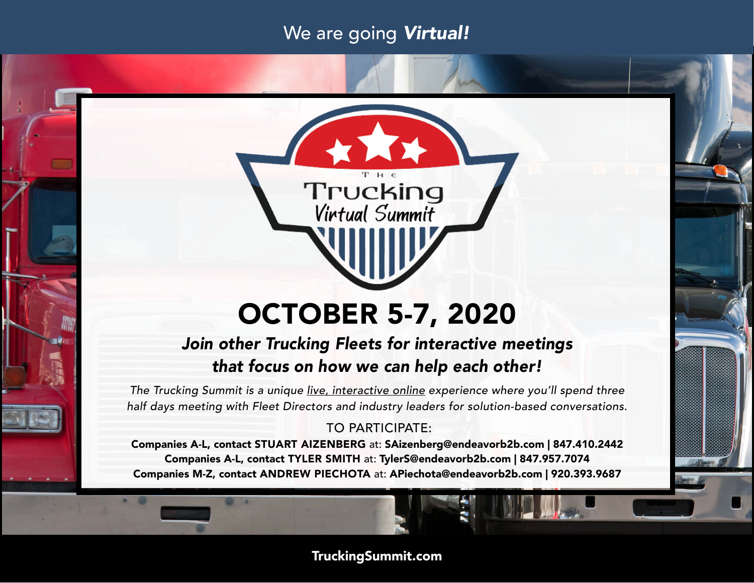We are going ***Virtual!***

THE

# Trucking Virtual Summit

# OCTOBER 5-7, 2020

## *Join other Trucking Fleets for interactive meetings that focus on how we can help each other!*

*The Trucking Summit is a unique live, interactive online experience where you'll spend three half days meeting with Fleet Directors and industry leaders for solution-based conversations.*

TO PARTICIPATE:

**Companies A-L, contact STUART AIZENBERG** at: **SAizenberg@endeavorb2b.com | 847.410.2442**

**Companies A-L, contact TYLER SMITH** at: **TylerS@endeavorb2b.com | 847.957.7074**

**Companies M-Z, contact ANDREW PIECHOTA** at: **APiechota@endeavorb2b.com | 920.393.9687**

**TruckingSummit.com**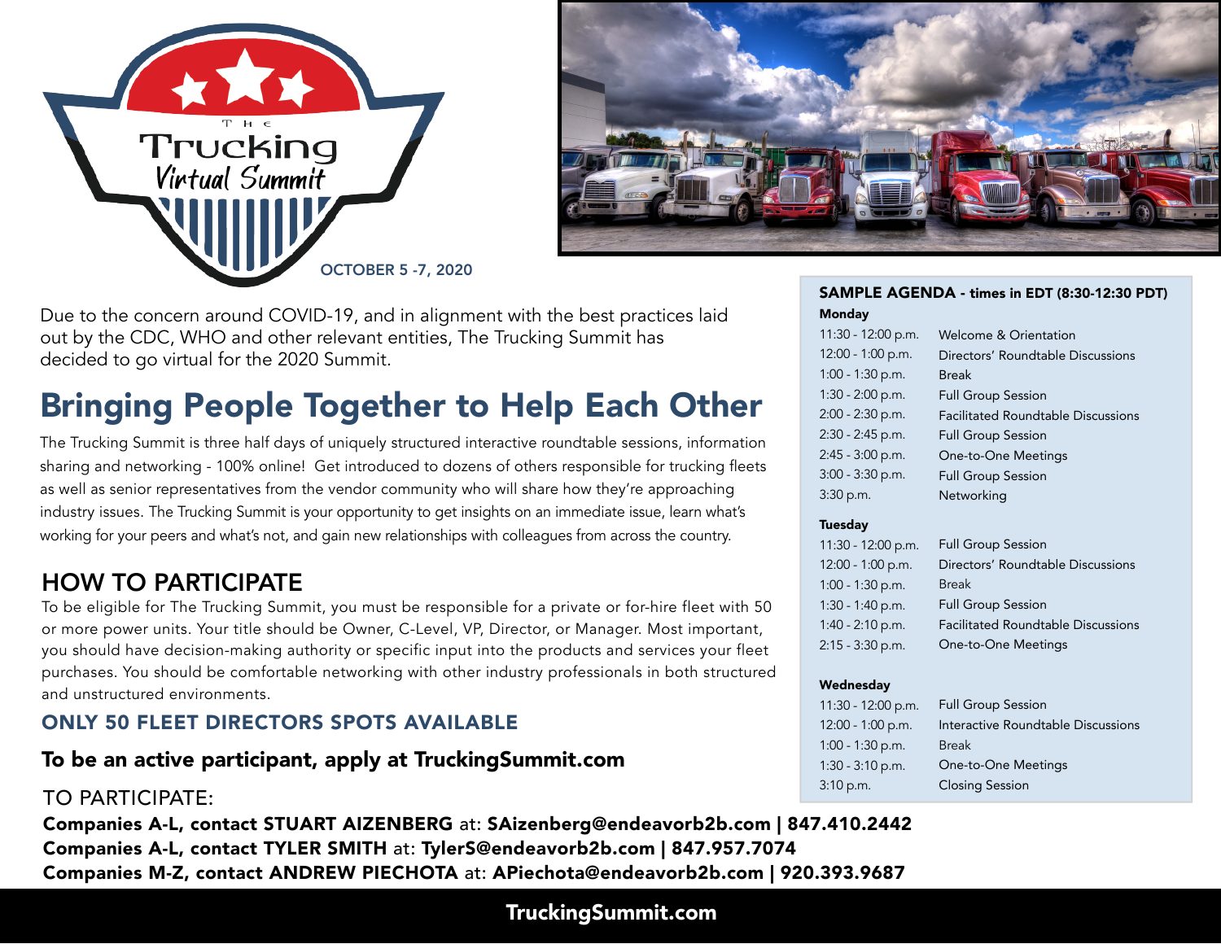THE Trucking Virtual Summit

OCTOBER 5 -7, 2020

Due to the concern around COVID-19, and in alignment with the best practices laid out by the CDC, WHO and other relevant entities, The Trucking Summit has decided to go virtual for the 2020 Summit.

# Bringing People Together to Help Each Other

The Trucking Summit is three half days of uniquely structured interactive roundtable sessions, information sharing and networking - 100% online! Get introduced to dozens of others responsible for trucking fleets as well as senior representatives from the vendor community who will share how they're approaching industry issues. The Trucking Summit is your opportunity to get insights on an immediate issue, learn what's working for your peers and what's not, and gain new relationships with colleagues from across the country.

## HOW TO PARTICIPATE

To be eligible for The Trucking Summit, you must be responsible for a private or for-hire fleet with 50 or more power units. Your title should be Owner, C-Level, VP, Director, or Manager. Most important, you should have decision-making authority or specific input into the products and services your fleet purchases. You should be comfortable networking with other industry professionals in both structured and unstructured environments.

### ONLY 50 FLEET DIRECTORS SPOTS AVAILABLE

**To be an active participant, apply at TruckingSummit.com**

TO PARTICIPATE:

**Companies A-L, contact STUART AIZENBERG** at: **SAizenberg@endeavorb2b.com | 847.410.2442**
**Companies A-L, contact TYLER SMITH** at: **TylerS@endeavorb2b.com | 847.957.7074**
**Companies M-Z, contact ANDREW PIECHOTA** at: **APiechota@endeavorb2b.com | 920.393.9687**

## SAMPLE AGENDA - times in EDT (8:30-12:30 PDT)

**Monday**

| | |
|---|---|
| 11:30 - 12:00 p.m. | Welcome & Orientation |
| 12:00 - 1:00 p.m. | Directors' Roundtable Discussions |
| 1:00 - 1:30 p.m. | Break |
| 1:30 - 2:00 p.m. | Full Group Session |
| 2:00 - 2:30 p.m. | Facilitated Roundtable Discussions |
| 2:30 - 2:45 p.m. | Full Group Session |
| 2:45 - 3:00 p.m. | One-to-One Meetings |
| 3:00 - 3:30 p.m. | Full Group Session |
| 3:30 p.m. | Networking |

**Tuesday**

| | |
|---|---|
| 11:30 - 12:00 p.m. | Full Group Session |
| 12:00 - 1:00 p.m. | Directors' Roundtable Discussions |
| 1:00 - 1:30 p.m. | Break |
| 1:30 - 1:40 p.m. | Full Group Session |
| 1:40 - 2:10 p.m. | Facilitated Roundtable Discussions |
| 2:15 - 3:30 p.m. | One-to-One Meetings |

**Wednesday**

| | |
|---|---|
| 11:30 - 12:00 p.m. | Full Group Session |
| 12:00 - 1:00 p.m. | Interactive Roundtable Discussions |
| 1:00 - 1:30 p.m. | Break |
| 1:30 - 3:10 p.m. | One-to-One Meetings |
| 3:10 p.m. | Closing Session |

TruckingSummit.com